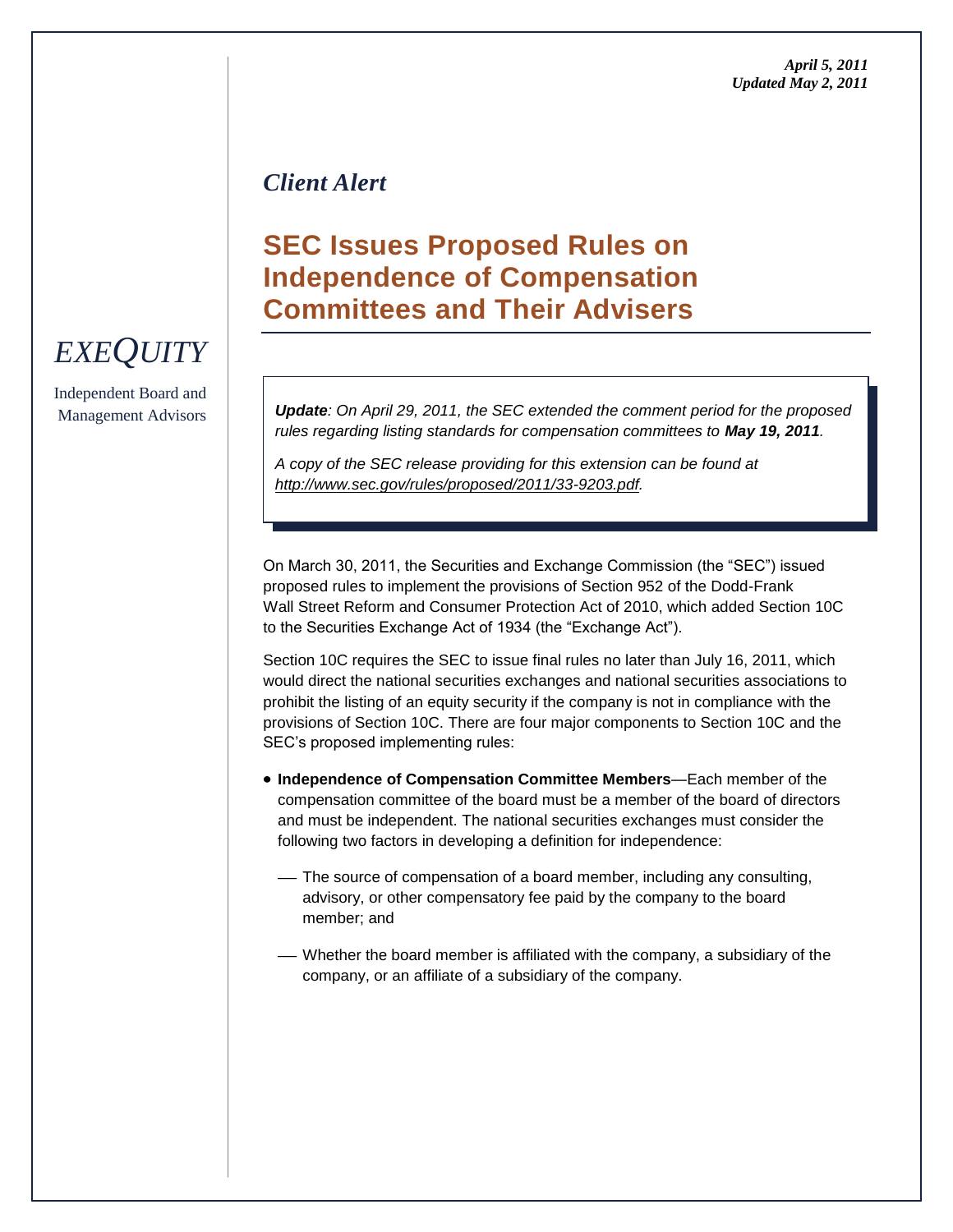*April 5, 2011*
*Updated May 2, 2011*

*EXEQUITY*

Independent Board and Management Advisors

## *Client Alert*

# SEC Issues Proposed Rules on Independence of Compensation Committees and Their Advisers

***Update**: On April 29, 2011, the SEC extended the comment period for the proposed rules regarding listing standards for compensation committees to **May 19, 2011**.*

*A copy of the SEC release providing for this extension can be found at http://www.sec.gov/rules/proposed/2011/33-9203.pdf.*

On March 30, 2011, the Securities and Exchange Commission (the "SEC") issued proposed rules to implement the provisions of Section 952 of the Dodd-Frank Wall Street Reform and Consumer Protection Act of 2010, which added Section 10C to the Securities Exchange Act of 1934 (the "Exchange Act").

Section 10C requires the SEC to issue final rules no later than July 16, 2011, which would direct the national securities exchanges and national securities associations to prohibit the listing of an equity security if the company is not in compliance with the provisions of Section 10C. There are four major components to Section 10C and the SEC's proposed implementing rules:

- **Independence of Compensation Committee Members**—Each member of the compensation committee of the board must be a member of the board of directors and must be independent. The national securities exchanges must consider the following two factors in developing a definition for independence:
  - The source of compensation of a board member, including any consulting, advisory, or other compensatory fee paid by the company to the board member; and
  - Whether the board member is affiliated with the company, a subsidiary of the company, or an affiliate of a subsidiary of the company.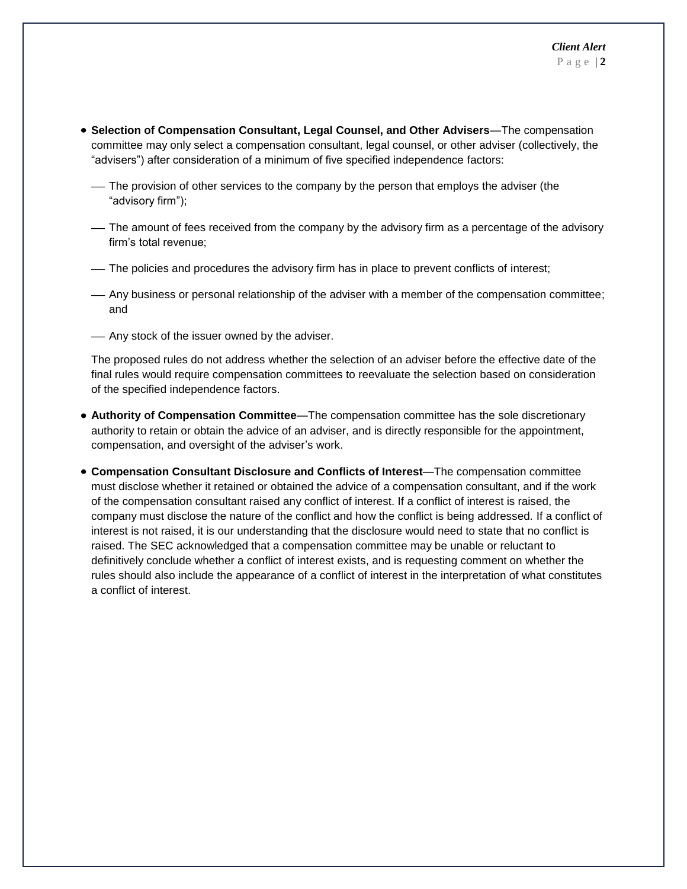- **Selection of Compensation Consultant, Legal Counsel, and Other Advisers**—The compensation committee may only select a compensation consultant, legal counsel, or other adviser (collectively, the "advisers") after consideration of a minimum of five specified independence factors:

  - The provision of other services to the company by the person that employs the adviser (the "advisory firm");
  - The amount of fees received from the company by the advisory firm as a percentage of the advisory firm's total revenue;
  - The policies and procedures the advisory firm has in place to prevent conflicts of interest;
  - Any business or personal relationship of the adviser with a member of the compensation committee; and
  - Any stock of the issuer owned by the adviser.

  The proposed rules do not address whether the selection of an adviser before the effective date of the final rules would require compensation committees to reevaluate the selection based on consideration of the specified independence factors.

- **Authority of Compensation Committee**—The compensation committee has the sole discretionary authority to retain or obtain the advice of an adviser, and is directly responsible for the appointment, compensation, and oversight of the adviser's work.

- **Compensation Consultant Disclosure and Conflicts of Interest**—The compensation committee must disclose whether it retained or obtained the advice of a compensation consultant, and if the work of the compensation consultant raised any conflict of interest. If a conflict of interest is raised, the company must disclose the nature of the conflict and how the conflict is being addressed. If a conflict of interest is not raised, it is our understanding that the disclosure would need to state that no conflict is raised. The SEC acknowledged that a compensation committee may be unable or reluctant to definitively conclude whether a conflict of interest exists, and is requesting comment on whether the rules should also include the appearance of a conflict of interest in the interpretation of what constitutes a conflict of interest.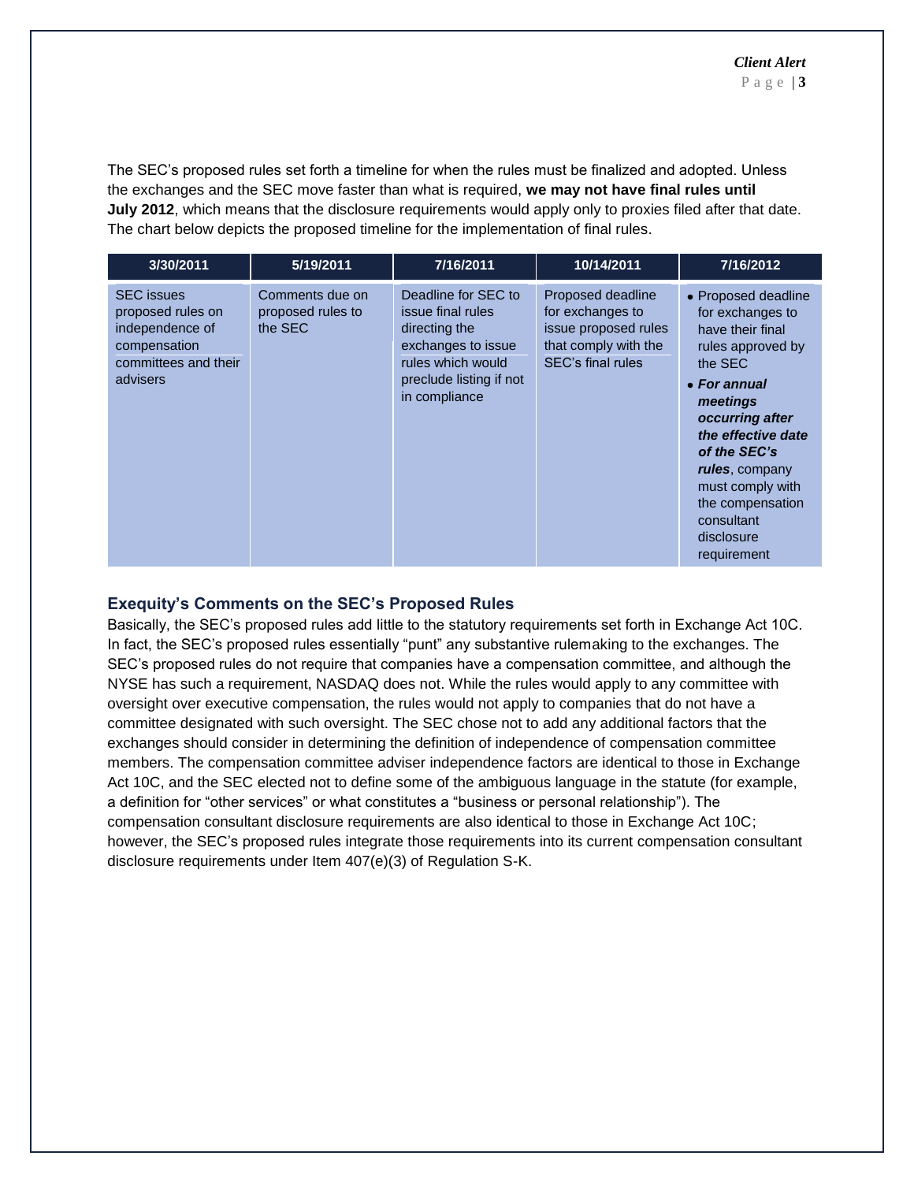The SEC's proposed rules set forth a timeline for when the rules must be finalized and adopted. Unless the exchanges and the SEC move faster than what is required, **we may not have final rules until July 2012**, which means that the disclosure requirements would apply only to proxies filed after that date. The chart below depicts the proposed timeline for the implementation of final rules.

| 3/30/2011 | 5/19/2011 | 7/16/2011 | 10/14/2011 | 7/16/2012 |
|---|---|---|---|---|
| SEC issues proposed rules on independence of compensation committees and their advisers | Comments due on proposed rules to the SEC | Deadline for SEC to issue final rules directing the exchanges to issue rules which would preclude listing if not in compliance | Proposed deadline for exchanges to issue proposed rules that comply with the SEC's final rules | • Proposed deadline for exchanges to have their final rules approved by the SEC<br>• ***For annual meetings occurring after the effective date of the SEC's rules***, company must comply with the compensation consultant disclosure requirement |

## Exequity's Comments on the SEC's Proposed Rules

Basically, the SEC's proposed rules add little to the statutory requirements set forth in Exchange Act 10C. In fact, the SEC's proposed rules essentially "punt" any substantive rulemaking to the exchanges. The SEC's proposed rules do not require that companies have a compensation committee, and although the NYSE has such a requirement, NASDAQ does not. While the rules would apply to any committee with oversight over executive compensation, the rules would not apply to companies that do not have a committee designated with such oversight. The SEC chose not to add any additional factors that the exchanges should consider in determining the definition of independence of compensation committee members. The compensation committee adviser independence factors are identical to those in Exchange Act 10C, and the SEC elected not to define some of the ambiguous language in the statute (for example, a definition for "other services" or what constitutes a "business or personal relationship"). The compensation consultant disclosure requirements are also identical to those in Exchange Act 10C; however, the SEC's proposed rules integrate those requirements into its current compensation consultant disclosure requirements under Item 407(e)(3) of Regulation S-K.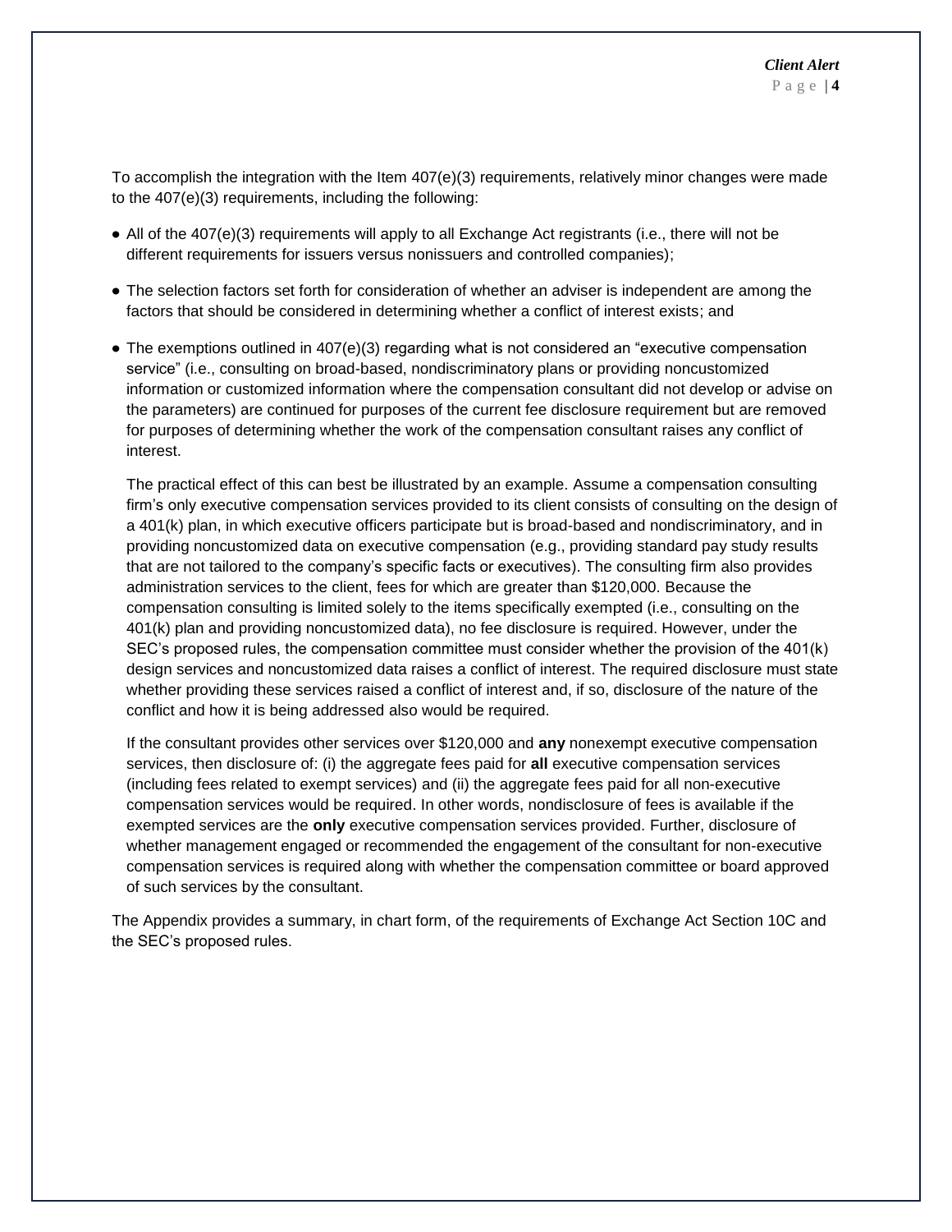To accomplish the integration with the Item 407(e)(3) requirements, relatively minor changes were made to the 407(e)(3) requirements, including the following:

- All of the 407(e)(3) requirements will apply to all Exchange Act registrants (i.e., there will not be different requirements for issuers versus nonissuers and controlled companies);
- The selection factors set forth for consideration of whether an adviser is independent are among the factors that should be considered in determining whether a conflict of interest exists; and
- The exemptions outlined in 407(e)(3) regarding what is not considered an "executive compensation service" (i.e., consulting on broad-based, nondiscriminatory plans or providing noncustomized information or customized information where the compensation consultant did not develop or advise on the parameters) are continued for purposes of the current fee disclosure requirement but are removed for purposes of determining whether the work of the compensation consultant raises any conflict of interest.

  The practical effect of this can best be illustrated by an example. Assume a compensation consulting firm's only executive compensation services provided to its client consists of consulting on the design of a 401(k) plan, in which executive officers participate but is broad-based and nondiscriminatory, and in providing noncustomized data on executive compensation (e.g., providing standard pay study results that are not tailored to the company's specific facts or executives). The consulting firm also provides administration services to the client, fees for which are greater than $120,000. Because the compensation consulting is limited solely to the items specifically exempted (i.e., consulting on the 401(k) plan and providing noncustomized data), no fee disclosure is required. However, under the SEC's proposed rules, the compensation committee must consider whether the provision of the 401(k) design services and noncustomized data raises a conflict of interest. The required disclosure must state whether providing these services raised a conflict of interest and, if so, disclosure of the nature of the conflict and how it is being addressed also would be required.

  If the consultant provides other services over $120,000 and **any** nonexempt executive compensation services, then disclosure of: (i) the aggregate fees paid for **all** executive compensation services (including fees related to exempt services) and (ii) the aggregate fees paid for all non-executive compensation services would be required. In other words, nondisclosure of fees is available if the exempted services are the **only** executive compensation services provided. Further, disclosure of whether management engaged or recommended the engagement of the consultant for non-executive compensation services is required along with whether the compensation committee or board approved of such services by the consultant.

The Appendix provides a summary, in chart form, of the requirements of Exchange Act Section 10C and the SEC's proposed rules.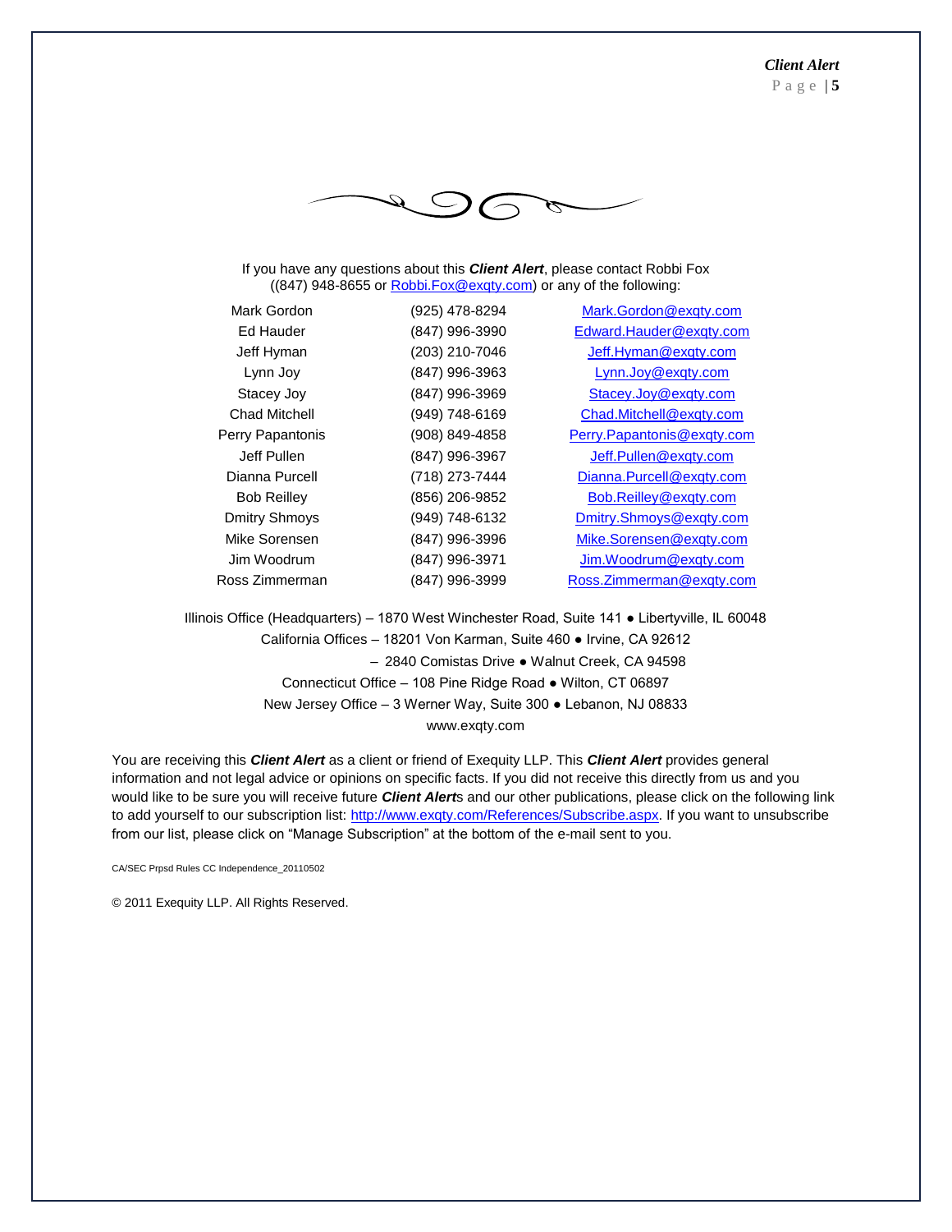If you have any questions about this ***Client Alert***, please contact Robbi Fox ((847) 948-8655 or Robbi.Fox@exqty.com) or any of the following:

| | | |
|---|---|---|
| Mark Gordon | (925) 478-8294 | Mark.Gordon@exqty.com |
| Ed Hauder | (847) 996-3990 | Edward.Hauder@exqty.com |
| Jeff Hyman | (203) 210-7046 | Jeff.Hyman@exqty.com |
| Lynn Joy | (847) 996-3963 | Lynn.Joy@exqty.com |
| Stacey Joy | (847) 996-3969 | Stacey.Joy@exqty.com |
| Chad Mitchell | (949) 748-6169 | Chad.Mitchell@exqty.com |
| Perry Papantonis | (908) 849-4858 | Perry.Papantonis@exqty.com |
| Jeff Pullen | (847) 996-3967 | Jeff.Pullen@exqty.com |
| Dianna Purcell | (718) 273-7444 | Dianna.Purcell@exqty.com |
| Bob Reilley | (856) 206-9852 | Bob.Reilley@exqty.com |
| Dmitry Shmoys | (949) 748-6132 | Dmitry.Shmoys@exqty.com |
| Mike Sorensen | (847) 996-3996 | Mike.Sorensen@exqty.com |
| Jim Woodrum | (847) 996-3971 | Jim.Woodrum@exqty.com |
| Ross Zimmerman | (847) 996-3999 | Ross.Zimmerman@exqty.com |

Illinois Office (Headquarters) – 1870 West Winchester Road, Suite 141 ● Libertyville, IL 60048
California Offices – 18201 Von Karman, Suite 460 ● Irvine, CA 92612
– 2840 Comistas Drive ● Walnut Creek, CA 94598
Connecticut Office – 108 Pine Ridge Road ● Wilton, CT 06897
New Jersey Office – 3 Werner Way, Suite 300 ● Lebanon, NJ 08833
www.exqty.com

You are receiving this ***Client Alert*** as a client or friend of Exequity LLP. This ***Client Alert*** provides general information and not legal advice or opinions on specific facts. If you did not receive this directly from us and you would like to be sure you will receive future ***Client Alert***s and our other publications, please click on the following link to add yourself to our subscription list: http://www.exqty.com/References/Subscribe.aspx. If you want to unsubscribe from our list, please click on "Manage Subscription" at the bottom of the e-mail sent to you.

CA/SEC Prpsd Rules CC Independence_20110502

© 2011 Exequity LLP. All Rights Reserved.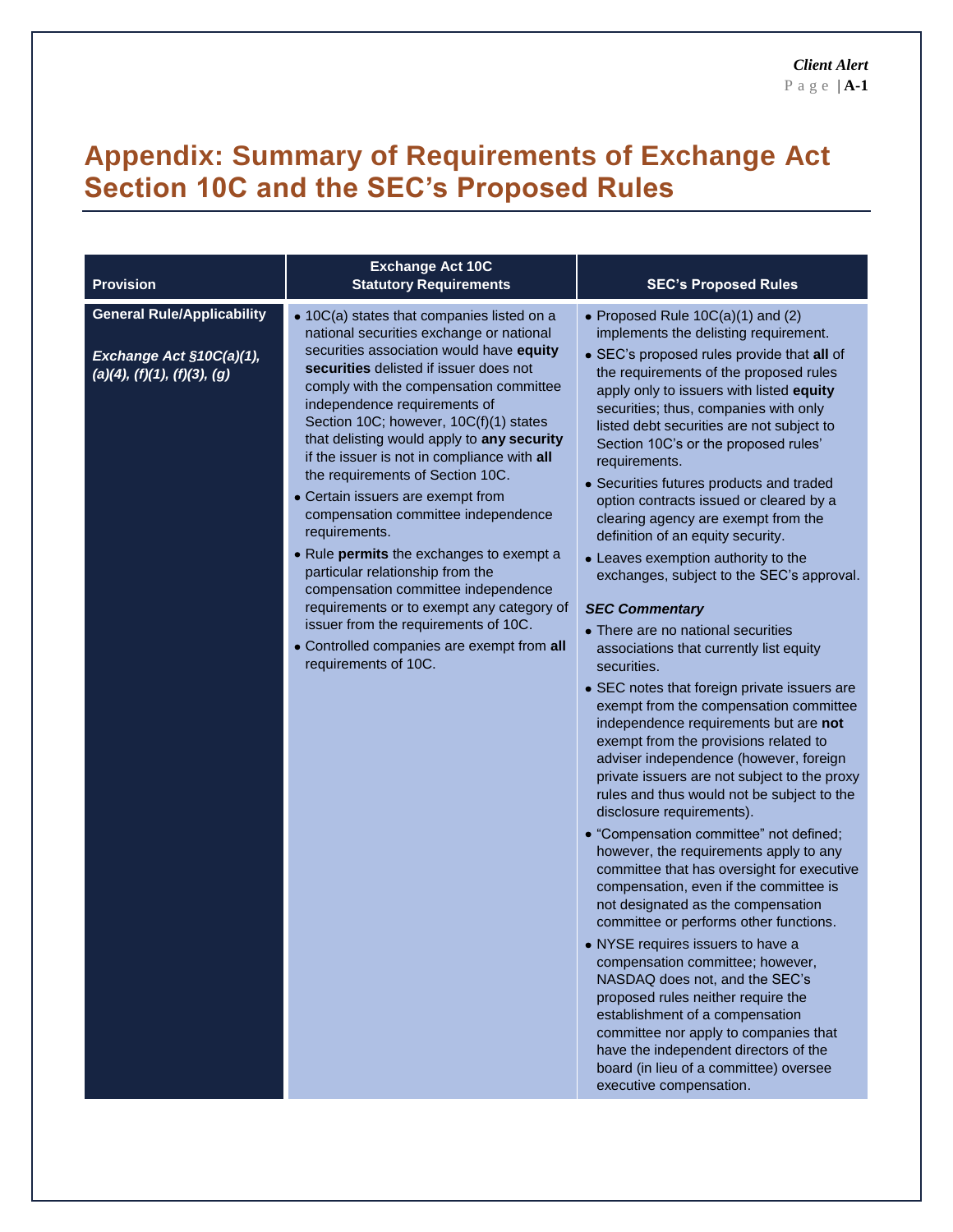# Appendix: Summary of Requirements of Exchange Act Section 10C and the SEC's Proposed Rules

| Provision | Exchange Act 10C Statutory Requirements | SEC's Proposed Rules |
|---|---|---|
| **General Rule/Applicability**<br><br>***Exchange Act §10C(a)(1), (a)(4), (f)(1), (f)(3), (g)*** | • 10C(a) states that companies listed on a national securities exchange or national securities association would have **equity securities** delisted if issuer does not comply with the compensation committee independence requirements of Section 10C; however, 10C(f)(1) states that delisting would apply to **any security** if the issuer is not in compliance with **all** the requirements of Section 10C.<br>• Certain issuers are exempt from compensation committee independence requirements.<br>• Rule **permits** the exchanges to exempt a particular relationship from the compensation committee independence requirements or to exempt any category of issuer from the requirements of 10C.<br>• Controlled companies are exempt from **all** requirements of 10C. | • Proposed Rule 10C(a)(1) and (2) implements the delisting requirement.<br>• SEC's proposed rules provide that **all** of the requirements of the proposed rules apply only to issuers with listed **equity** securities; thus, companies with only listed debt securities are not subject to Section 10C's or the proposed rules' requirements.<br>• Securities futures products and traded option contracts issued or cleared by a clearing agency are exempt from the definition of an equity security.<br>• Leaves exemption authority to the exchanges, subject to the SEC's approval.<br><br>***SEC Commentary***<br>• There are no national securities associations that currently list equity securities.<br>• SEC notes that foreign private issuers are exempt from the compensation committee independence requirements but are **not** exempt from the provisions related to adviser independence (however, foreign private issuers are not subject to the proxy rules and thus would not be subject to the disclosure requirements).<br>• "Compensation committee" not defined; however, the requirements apply to any committee that has oversight for executive compensation, even if the committee is not designated as the compensation committee or performs other functions.<br>• NYSE requires issuers to have a compensation committee; however, NASDAQ does not, and the SEC's proposed rules neither require the establishment of a compensation committee nor apply to companies that have the independent directors of the board (in lieu of a committee) oversee executive compensation. |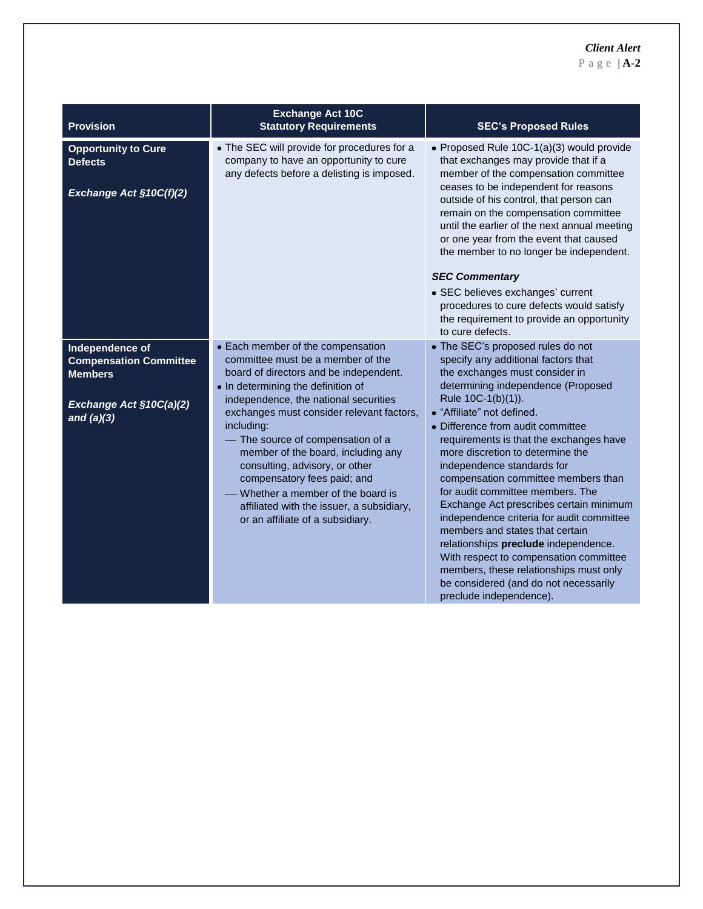| Provision | Exchange Act 10C Statutory Requirements | SEC's Proposed Rules |
|---|---|---|
| **Opportunity to Cure Defects**<br><br>***Exchange Act §10C(f)(2)*** | • The SEC will provide for procedures for a company to have an opportunity to cure any defects before a delisting is imposed. | • Proposed Rule 10C-1(a)(3) would provide that exchanges may provide that if a member of the compensation committee ceases to be independent for reasons outside of his control, that person can remain on the compensation committee until the earlier of the next annual meeting or one year from the event that caused the member to no longer be independent.<br><br>***SEC Commentary***<br>• SEC believes exchanges' current procedures to cure defects would satisfy the requirement to provide an opportunity to cure defects. |
| **Independence of Compensation Committee Members**<br><br>***Exchange Act §10C(a)(2) and (a)(3)*** | • Each member of the compensation committee must be a member of the board of directors and be independent.<br>• In determining the definition of independence, the national securities exchanges must consider relevant factors, including:<br>— The source of compensation of a member of the board, including any consulting, advisory, or other compensatory fees paid; and<br>— Whether a member of the board is affiliated with the issuer, a subsidiary, or an affiliate of a subsidiary. | • The SEC's proposed rules do not specify any additional factors that the exchanges must consider in determining independence (Proposed Rule 10C-1(b)(1)).<br>• "Affiliate" not defined.<br>• Difference from audit committee requirements is that the exchanges have more discretion to determine the independence standards for compensation committee members than for audit committee members. The Exchange Act prescribes certain minimum independence criteria for audit committee members and states that certain relationships **preclude** independence. With respect to compensation committee members, these relationships must only be considered (and do not necessarily preclude independence). |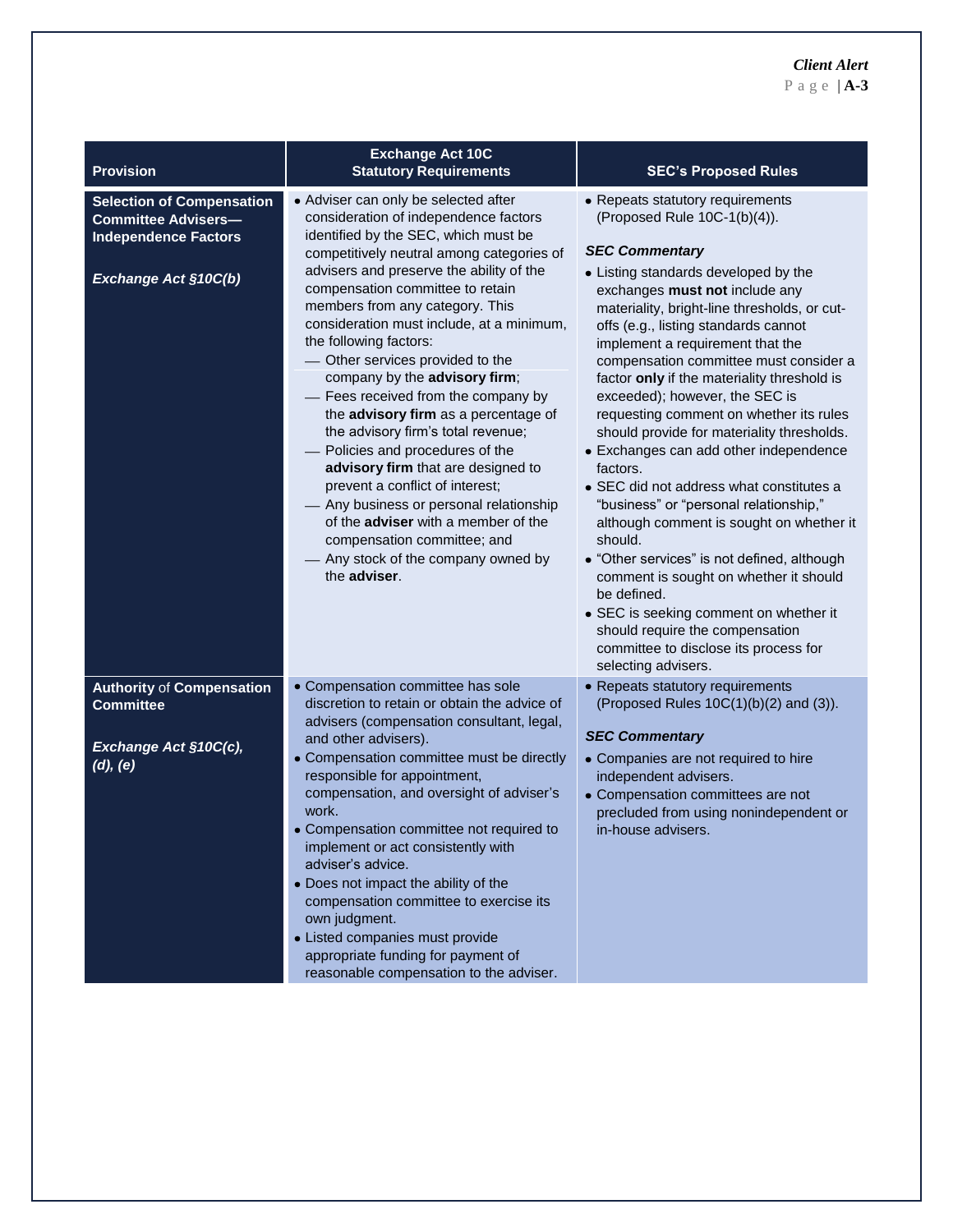| Provision | Exchange Act 10C Statutory Requirements | SEC's Proposed Rules |
|---|---|---|
| **Selection of Compensation Committee Advisers—Independence Factors**<br><br>***Exchange Act §10C(b)*** | • Adviser can only be selected after consideration of independence factors identified by the SEC, which must be competitively neutral among categories of advisers and preserve the ability of the compensation committee to retain members from any category. This consideration must include, at a minimum, the following factors:<br>— Other services provided to the company by the **advisory firm**;<br>— Fees received from the company by the **advisory firm** as a percentage of the advisory firm's total revenue;<br>— Policies and procedures of the **advisory firm** that are designed to prevent a conflict of interest;<br>— Any business or personal relationship of the **adviser** with a member of the compensation committee; and<br>— Any stock of the company owned by the **adviser**. | • Repeats statutory requirements (Proposed Rule 10C-1(b)(4)).<br><br>***SEC Commentary***<br>• Listing standards developed by the exchanges **must not** include any materiality, bright-line thresholds, or cut-offs (e.g., listing standards cannot implement a requirement that the compensation committee must consider a factor **only** if the materiality threshold is exceeded); however, the SEC is requesting comment on whether its rules should provide for materiality thresholds.<br>• Exchanges can add other independence factors.<br>• SEC did not address what constitutes a "business" or "personal relationship," although comment is sought on whether it should.<br>• "Other services" is not defined, although comment is sought on whether it should be defined.<br>• SEC is seeking comment on whether it should require the compensation committee to disclose its process for selecting advisers. |
| **Authority of Compensation Committee**<br><br>***Exchange Act §10C(c), (d), (e)*** | • Compensation committee has sole discretion to retain or obtain the advice of advisers (compensation consultant, legal, and other advisers).<br>• Compensation committee must be directly responsible for appointment, compensation, and oversight of adviser's work.<br>• Compensation committee not required to implement or act consistently with adviser's advice.<br>• Does not impact the ability of the compensation committee to exercise its own judgment.<br>• Listed companies must provide appropriate funding for payment of reasonable compensation to the adviser. | • Repeats statutory requirements (Proposed Rules 10C(1)(b)(2) and (3)).<br><br>***SEC Commentary***<br>• Companies are not required to hire independent advisers.<br>• Compensation committees are not precluded from using nonindependent or in-house advisers. |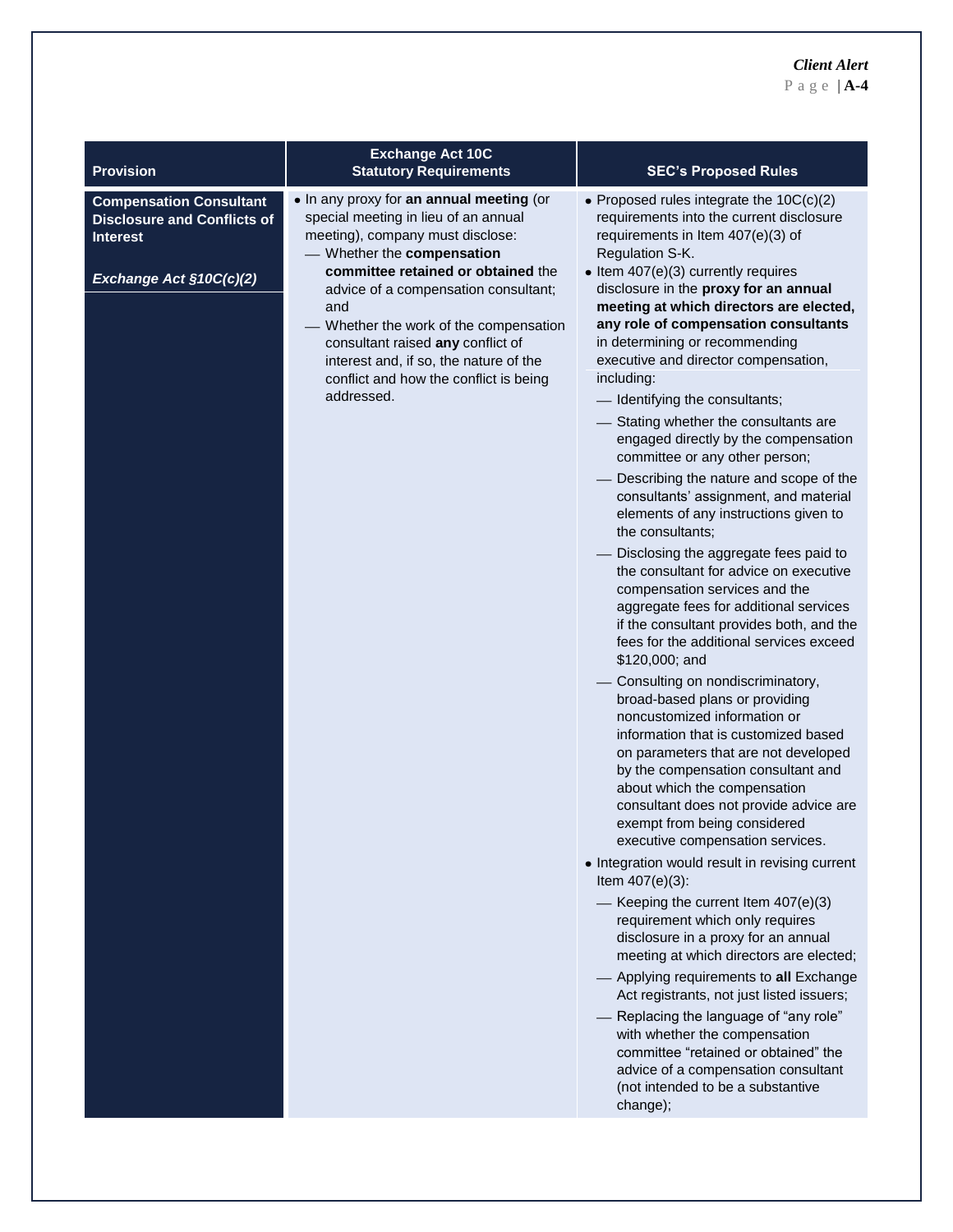| Provision | Exchange Act 10C Statutory Requirements | SEC's Proposed Rules |
|---|---|---|
| **Compensation Consultant Disclosure and Conflicts of Interest**<br><br>***Exchange Act §10C(c)(2)*** | • In any proxy for **an annual meeting** (or special meeting in lieu of an annual meeting), company must disclose:<br>— Whether the **compensation committee retained or obtained** the advice of a compensation consultant; and<br>— Whether the work of the compensation consultant raised **any** conflict of interest and, if so, the nature of the conflict and how the conflict is being addressed. | • Proposed rules integrate the 10C(c)(2) requirements into the current disclosure requirements in Item 407(e)(3) of Regulation S-K.<br>• Item 407(e)(3) currently requires disclosure in the **proxy for an annual meeting at which directors are elected, any role of compensation consultants** in determining or recommending executive and director compensation, including:<br>— Identifying the consultants;<br>— Stating whether the consultants are engaged directly by the compensation committee or any other person;<br>— Describing the nature and scope of the consultants' assignment, and material elements of any instructions given to the consultants;<br>— Disclosing the aggregate fees paid to the consultant for advice on executive compensation services and the aggregate fees for additional services if the consultant provides both, and the fees for the additional services exceed $120,000; and<br>— Consulting on nondiscriminatory, broad-based plans or providing noncustomized information or information that is customized based on parameters that are not developed by the compensation consultant and about which the compensation consultant does not provide advice are exempt from being considered executive compensation services.<br>• Integration would result in revising current Item 407(e)(3):<br>— Keeping the current Item 407(e)(3) requirement which only requires disclosure in a proxy for an annual meeting at which directors are elected;<br>— Applying requirements to **all** Exchange Act registrants, not just listed issuers;<br>— Replacing the language of "any role" with whether the compensation committee "retained or obtained" the advice of a compensation consultant (not intended to be a substantive change); |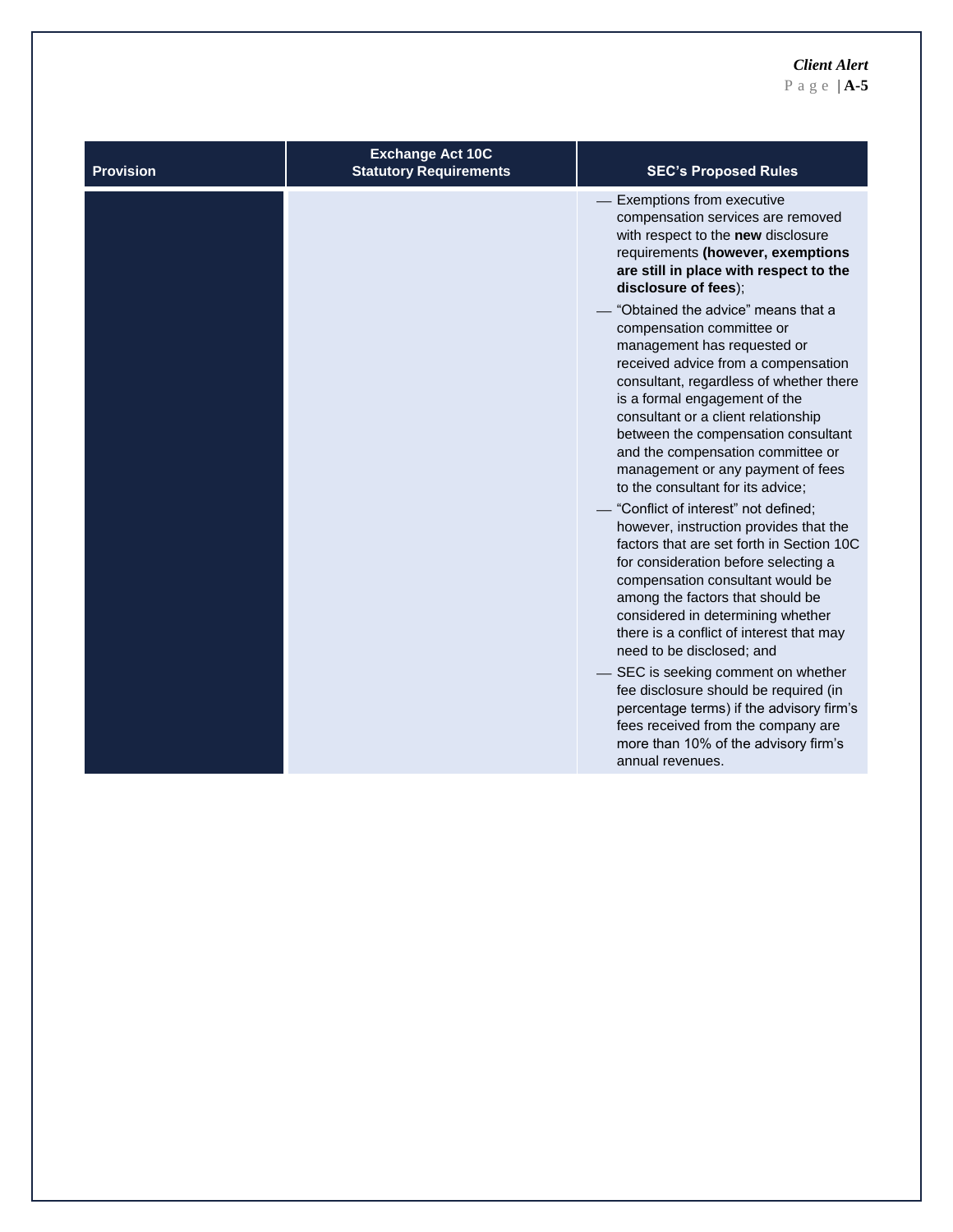| Provision | Exchange Act 10C Statutory Requirements | SEC's Proposed Rules |
|---|---|---|
| | | — Exemptions from executive compensation services are removed with respect to the **new** disclosure requirements **(however, exemptions are still in place with respect to the disclosure of fees**);<br>— "Obtained the advice" means that a compensation committee or management has requested or received advice from a compensation consultant, regardless of whether there is a formal engagement of the consultant or a client relationship between the compensation consultant and the compensation committee or management or any payment of fees to the consultant for its advice;<br>— "Conflict of interest" not defined; however, instruction provides that the factors that are set forth in Section 10C for consideration before selecting a compensation consultant would be among the factors that should be considered in determining whether there is a conflict of interest that may need to be disclosed; and<br>— SEC is seeking comment on whether fee disclosure should be required (in percentage terms) if the advisory firm's fees received from the company are more than 10% of the advisory firm's annual revenues. |